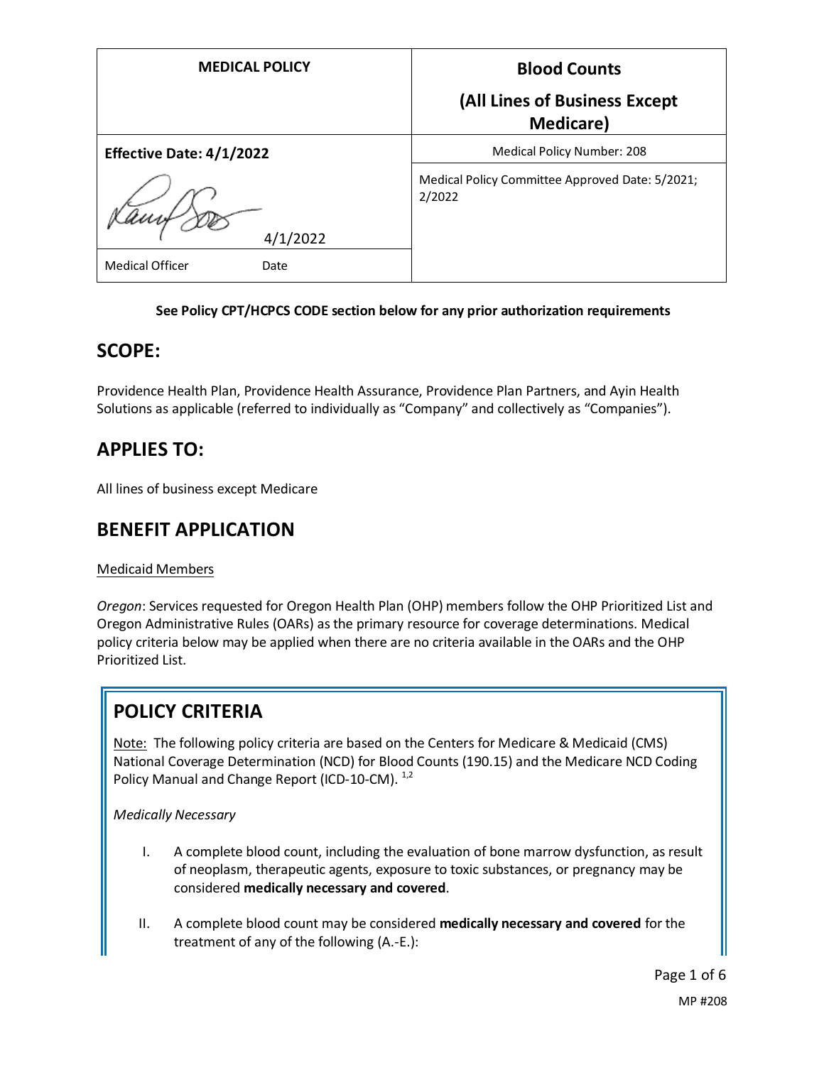| MEDICAL POLICY | Blood Counts (All Lines of Business Except Medicare) |
| --- | --- |
| **Effective Date: 4/1/2022** | Medical Policy Number: 208 |
| 4/1/2022 | Medical Policy Committee Approved Date: 5/2021; 2/2022 |
| Medical Officer Date | |

**See Policy CPT/HCPCS CODE section below for any prior authorization requirements**

## SCOPE:

Providence Health Plan, Providence Health Assurance, Providence Plan Partners, and Ayin Health Solutions as applicable (referred to individually as "Company" and collectively as "Companies").

## APPLIES TO:

All lines of business except Medicare

## BENEFIT APPLICATION

Medicaid Members

*Oregon*: Services requested for Oregon Health Plan (OHP) members follow the OHP Prioritized List and Oregon Administrative Rules (OARs) as the primary resource for coverage determinations. Medical policy criteria below may be applied when there are no criteria available in the OARs and the OHP Prioritized List.

## POLICY CRITERIA

Note: The following policy criteria are based on the Centers for Medicare & Medicaid (CMS) National Coverage Determination (NCD) for Blood Counts (190.15) and the Medicare NCD Coding Policy Manual and Change Report (ICD-10-CM). [1,2]

*Medically Necessary*

I. A complete blood count, including the evaluation of bone marrow dysfunction, as result of neoplasm, therapeutic agents, exposure to toxic substances, or pregnancy may be considered **medically necessary and covered**.

II. A complete blood count may be considered **medically necessary and covered** for the treatment of any of the following (A.-E.):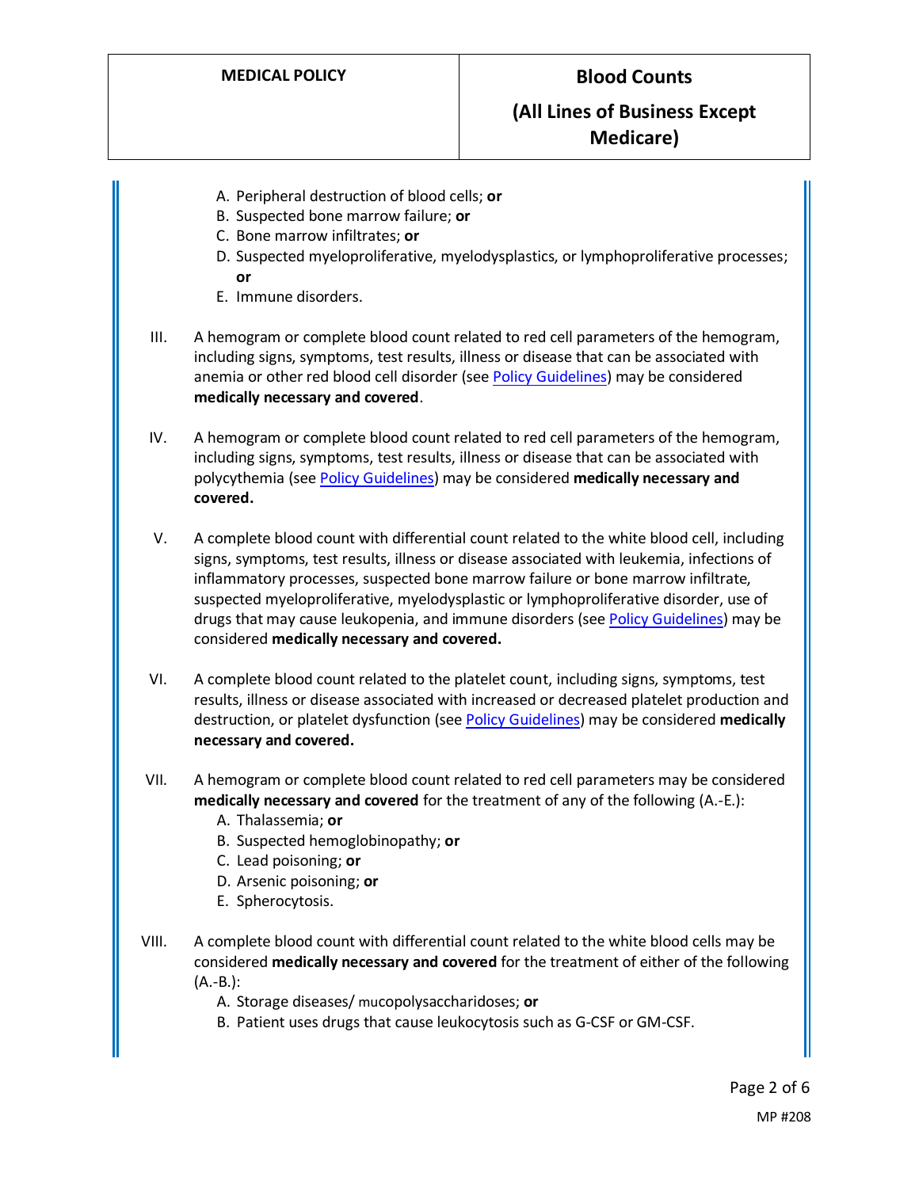A. Peripheral destruction of blood cells; **or**
   B. Suspected bone marrow failure; **or**
   C. Bone marrow infiltrates; **or**
   D. Suspected myeloproliferative, myelodysplastics, or lymphoproliferative processes; **or**
   E. Immune disorders.

III. A hemogram or complete blood count related to red cell parameters of the hemogram, including signs, symptoms, test results, illness or disease that can be associated with anemia or other red blood cell disorder (see Policy Guidelines) may be considered **medically necessary and covered**.

IV. A hemogram or complete blood count related to red cell parameters of the hemogram, including signs, symptoms, test results, illness or disease that can be associated with polycythemia (see Policy Guidelines) may be considered **medically necessary and covered.**

V. A complete blood count with differential count related to the white blood cell, including signs, symptoms, test results, illness or disease associated with leukemia, infections of inflammatory processes, suspected bone marrow failure or bone marrow infiltrate, suspected myeloproliferative, myelodysplastic or lymphoproliferative disorder, use of drugs that may cause leukopenia, and immune disorders (see Policy Guidelines) may be considered **medically necessary and covered.**

VI. A complete blood count related to the platelet count, including signs, symptoms, test results, illness or disease associated with increased or decreased platelet production and destruction, or platelet dysfunction (see Policy Guidelines) may be considered **medically necessary and covered.**

VII. A hemogram or complete blood count related to red cell parameters may be considered **medically necessary and covered** for the treatment of any of the following (A.-E.):
   A. Thalassemia; **or**
   B. Suspected hemoglobinopathy; **or**
   C. Lead poisoning; **or**
   D. Arsenic poisoning; **or**
   E. Spherocytosis.

VIII. A complete blood count with differential count related to the white blood cells may be considered **medically necessary and covered** for the treatment of either of the following (A.-B.):
   A. Storage diseases/ mucopolysaccharidoses; **or**
   B. Patient uses drugs that cause leukocytosis such as G-CSF or GM-CSF.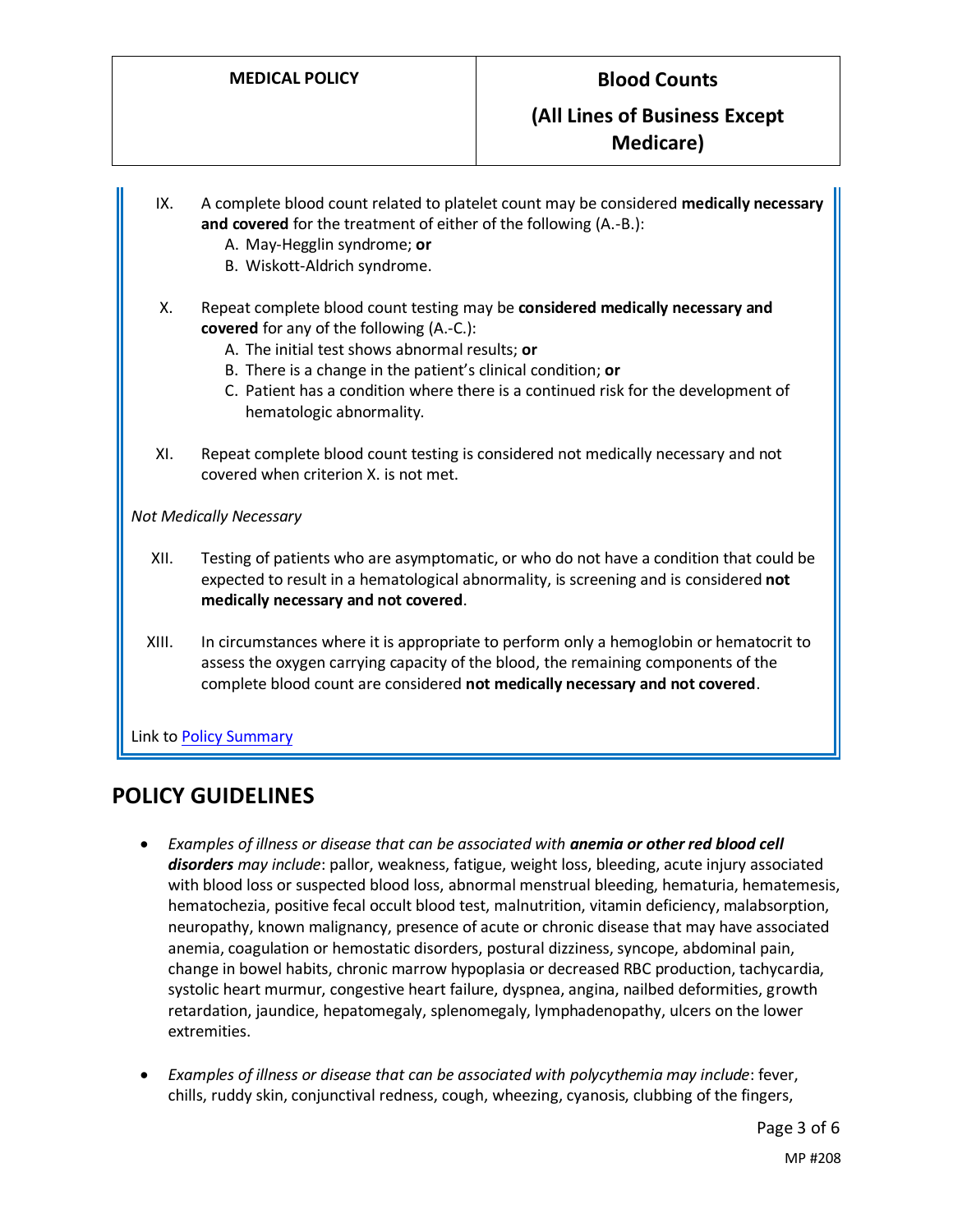IX. A complete blood count related to platelet count may be considered **medically necessary and covered** for the treatment of either of the following (A.-B.):

   A. May-Hegglin syndrome; **or**
   B. Wiskott-Aldrich syndrome.

X. Repeat complete blood count testing may be **considered medically necessary and covered** for any of the following (A.-C.):

   A. The initial test shows abnormal results; **or**
   B. There is a change in the patient's clinical condition; **or**
   C. Patient has a condition where there is a continued risk for the development of hematologic abnormality.

XI. Repeat complete blood count testing is considered not medically necessary and not covered when criterion X. is not met.

*Not Medically Necessary*

XII. Testing of patients who are asymptomatic, or who do not have a condition that could be expected to result in a hematological abnormality, is screening and is considered **not medically necessary and not covered**.

XIII. In circumstances where it is appropriate to perform only a hemoglobin or hematocrit to assess the oxygen carrying capacity of the blood, the remaining components of the complete blood count are considered **not medically necessary and not covered**.

Link to Policy Summary

## POLICY GUIDELINES

- *Examples of illness or disease that can be associated with **anemia or other red blood cell disorders** may include*: pallor, weakness, fatigue, weight loss, bleeding, acute injury associated with blood loss or suspected blood loss, abnormal menstrual bleeding, hematuria, hematemesis, hematochezia, positive fecal occult blood test, malnutrition, vitamin deficiency, malabsorption, neuropathy, known malignancy, presence of acute or chronic disease that may have associated anemia, coagulation or hemostatic disorders, postural dizziness, syncope, abdominal pain, change in bowel habits, chronic marrow hypoplasia or decreased RBC production, tachycardia, systolic heart murmur, congestive heart failure, dyspnea, angina, nailbed deformities, growth retardation, jaundice, hepatomegaly, splenomegaly, lymphadenopathy, ulcers on the lower extremities.

- *Examples of illness or disease that can be associated with polycythemia may include*: fever, chills, ruddy skin, conjunctival redness, cough, wheezing, cyanosis, clubbing of the fingers,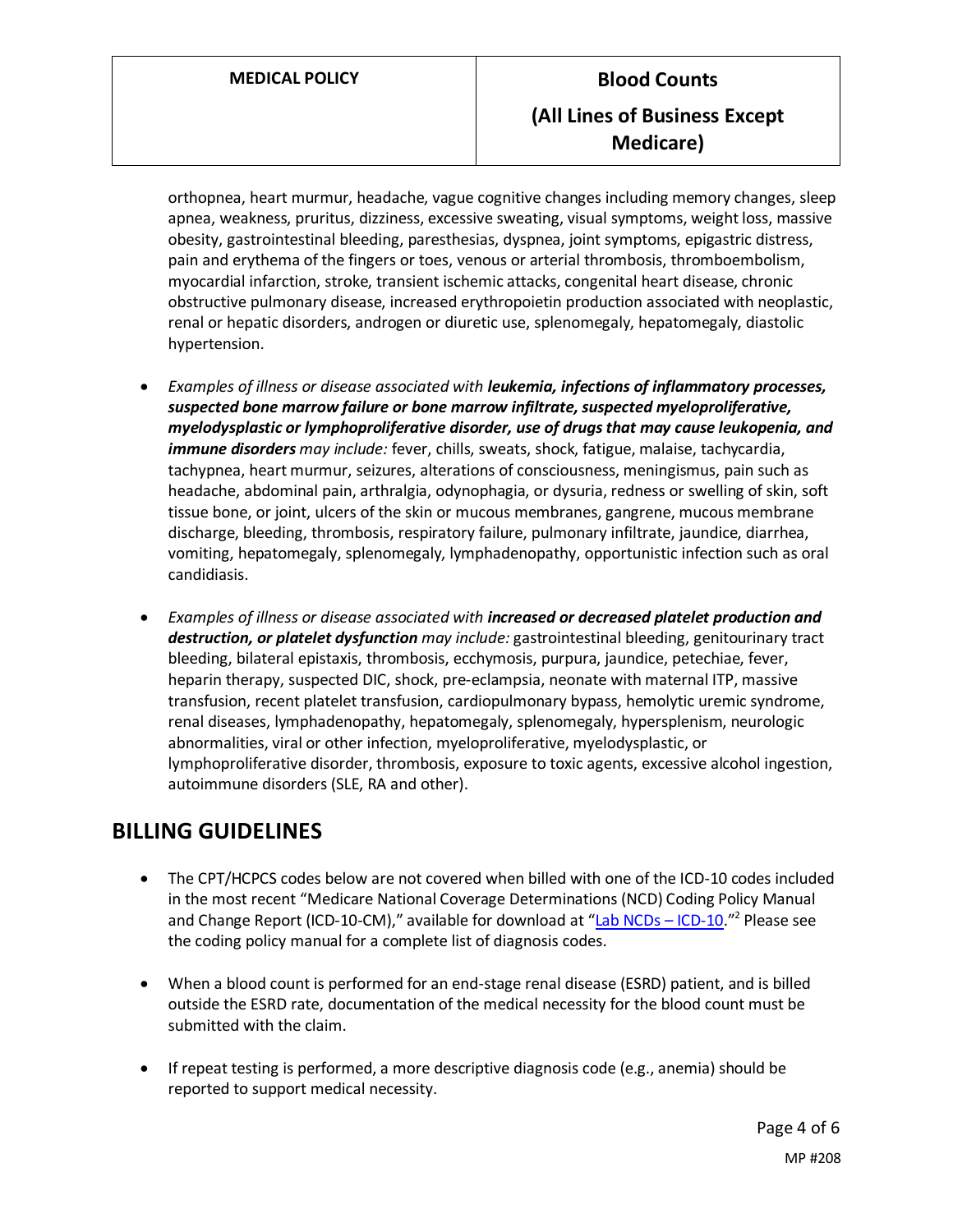orthopnea, heart murmur, headache, vague cognitive changes including memory changes, sleep apnea, weakness, pruritus, dizziness, excessive sweating, visual symptoms, weight loss, massive obesity, gastrointestinal bleeding, paresthesias, dyspnea, joint symptoms, epigastric distress, pain and erythema of the fingers or toes, venous or arterial thrombosis, thromboembolism, myocardial infarction, stroke, transient ischemic attacks, congenital heart disease, chronic obstructive pulmonary disease, increased erythropoietin production associated with neoplastic, renal or hepatic disorders, androgen or diuretic use, splenomegaly, hepatomegaly, diastolic hypertension.

- *Examples of illness or disease associated with* ***leukemia, infections of inflammatory processes, suspected bone marrow failure or bone marrow infiltrate, suspected myeloproliferative, myelodysplastic or lymphoproliferative disorder, use of drugs that may cause leukopenia, and immune disorders*** *may include:* fever, chills, sweats, shock, fatigue, malaise, tachycardia, tachypnea, heart murmur, seizures, alterations of consciousness, meningismus, pain such as headache, abdominal pain, arthralgia, odynophagia, or dysuria, redness or swelling of skin, soft tissue bone, or joint, ulcers of the skin or mucous membranes, gangrene, mucous membrane discharge, bleeding, thrombosis, respiratory failure, pulmonary infiltrate, jaundice, diarrhea, vomiting, hepatomegaly, splenomegaly, lymphadenopathy, opportunistic infection such as oral candidiasis.

- *Examples of illness or disease associated with* ***increased or decreased platelet production and destruction, or platelet dysfunction*** *may include:* gastrointestinal bleeding, genitourinary tract bleeding, bilateral epistaxis, thrombosis, ecchymosis, purpura, jaundice, petechiae, fever, heparin therapy, suspected DIC, shock, pre-eclampsia, neonate with maternal ITP, massive transfusion, recent platelet transfusion, cardiopulmonary bypass, hemolytic uremic syndrome, renal diseases, lymphadenopathy, hepatomegaly, splenomegaly, hypersplenism, neurologic abnormalities, viral or other infection, myeloproliferative, myelodysplastic, or lymphoproliferative disorder, thrombosis, exposure to toxic agents, excessive alcohol ingestion, autoimmune disorders (SLE, RA and other).

## BILLING GUIDELINES

- The CPT/HCPCS codes below are not covered when billed with one of the ICD-10 codes included in the most recent "Medicare National Coverage Determinations (NCD) Coding Policy Manual and Change Report (ICD-10-CM)," available for download at "[Lab NCDs – ICD-10](#)."[2] Please see the coding policy manual for a complete list of diagnosis codes.

- When a blood count is performed for an end-stage renal disease (ESRD) patient, and is billed outside the ESRD rate, documentation of the medical necessity for the blood count must be submitted with the claim.

- If repeat testing is performed, a more descriptive diagnosis code (e.g., anemia) should be reported to support medical necessity.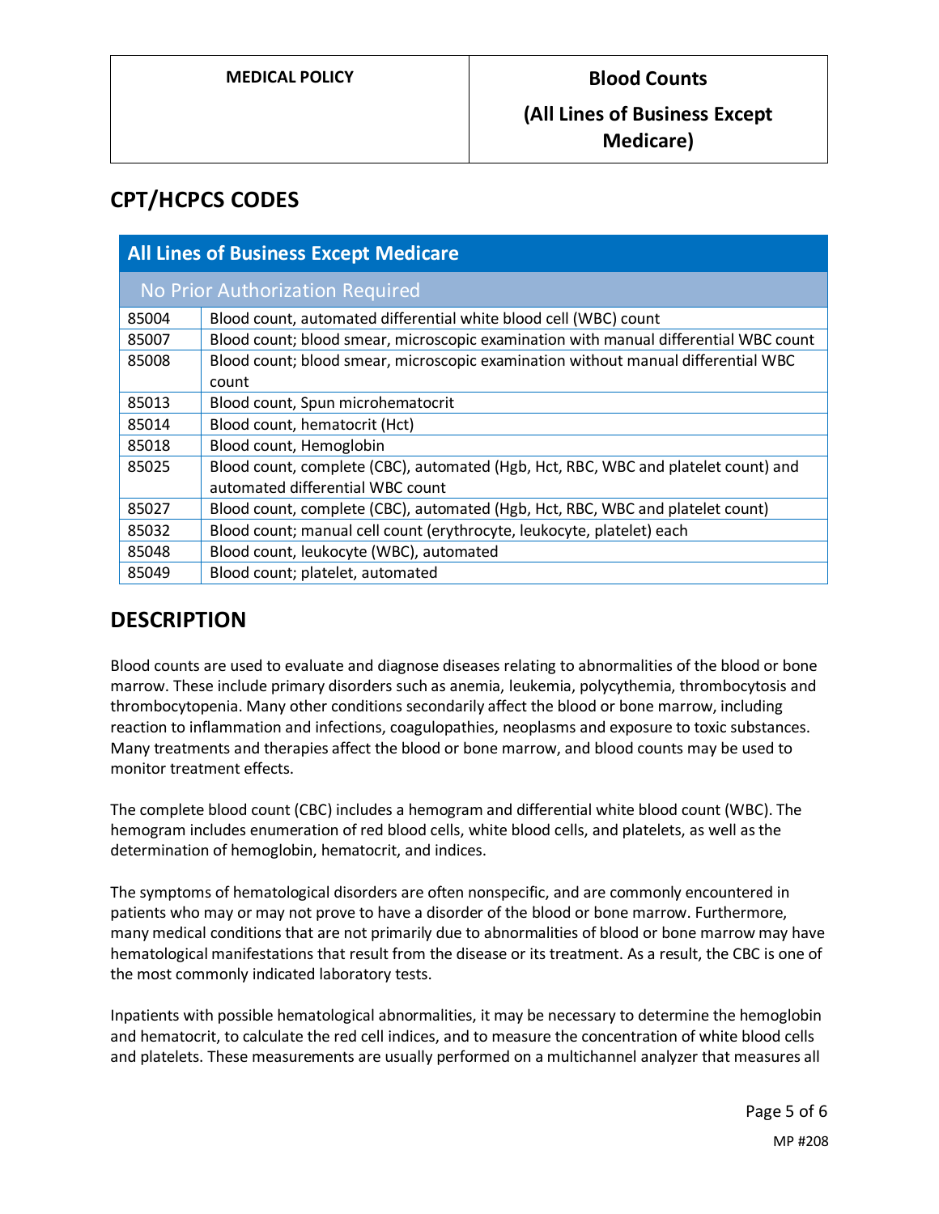## CPT/HCPCS CODES

| All Lines of Business Except Medicare | |
|---|---|
| No Prior Authorization Required | |
| 85004 | Blood count, automated differential white blood cell (WBC) count |
| 85007 | Blood count; blood smear, microscopic examination with manual differential WBC count |
| 85008 | Blood count; blood smear, microscopic examination without manual differential WBC count |
| 85013 | Blood count, Spun microhematocrit |
| 85014 | Blood count, hematocrit (Hct) |
| 85018 | Blood count, Hemoglobin |
| 85025 | Blood count, complete (CBC), automated (Hgb, Hct, RBC, WBC and platelet count) and automated differential WBC count |
| 85027 | Blood count, complete (CBC), automated (Hgb, Hct, RBC, WBC and platelet count) |
| 85032 | Blood count; manual cell count (erythrocyte, leukocyte, platelet) each |
| 85048 | Blood count, leukocyte (WBC), automated |
| 85049 | Blood count; platelet, automated |

## DESCRIPTION

Blood counts are used to evaluate and diagnose diseases relating to abnormalities of the blood or bone marrow. These include primary disorders such as anemia, leukemia, polycythemia, thrombocytosis and thrombocytopenia. Many other conditions secondarily affect the blood or bone marrow, including reaction to inflammation and infections, coagulopathies, neoplasms and exposure to toxic substances. Many treatments and therapies affect the blood or bone marrow, and blood counts may be used to monitor treatment effects.

The complete blood count (CBC) includes a hemogram and differential white blood count (WBC). The hemogram includes enumeration of red blood cells, white blood cells, and platelets, as well as the determination of hemoglobin, hematocrit, and indices.

The symptoms of hematological disorders are often nonspecific, and are commonly encountered in patients who may or may not prove to have a disorder of the blood or bone marrow. Furthermore, many medical conditions that are not primarily due to abnormalities of blood or bone marrow may have hematological manifestations that result from the disease or its treatment. As a result, the CBC is one of the most commonly indicated laboratory tests.

Inpatients with possible hematological abnormalities, it may be necessary to determine the hemoglobin and hematocrit, to calculate the red cell indices, and to measure the concentration of white blood cells and platelets. These measurements are usually performed on a multichannel analyzer that measures all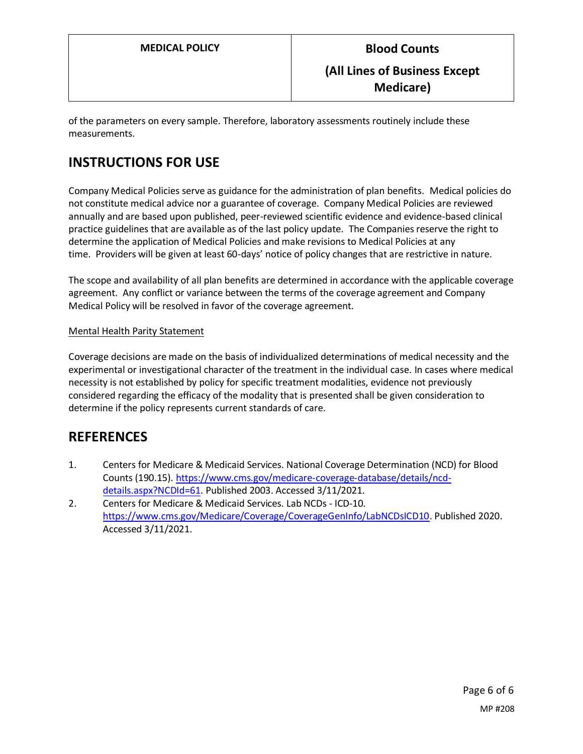of the parameters on every sample. Therefore, laboratory assessments routinely include these measurements.

## INSTRUCTIONS FOR USE

Company Medical Policies serve as guidance for the administration of plan benefits. Medical policies do not constitute medical advice nor a guarantee of coverage. Company Medical Policies are reviewed annually and are based upon published, peer-reviewed scientific evidence and evidence-based clinical practice guidelines that are available as of the last policy update. The Companies reserve the right to determine the application of Medical Policies and make revisions to Medical Policies at any time. Providers will be given at least 60-days' notice of policy changes that are restrictive in nature.

The scope and availability of all plan benefits are determined in accordance with the applicable coverage agreement. Any conflict or variance between the terms of the coverage agreement and Company Medical Policy will be resolved in favor of the coverage agreement.

Mental Health Parity Statement

Coverage decisions are made on the basis of individualized determinations of medical necessity and the experimental or investigational character of the treatment in the individual case. In cases where medical necessity is not established by policy for specific treatment modalities, evidence not previously considered regarding the efficacy of the modality that is presented shall be given consideration to determine if the policy represents current standards of care.

## REFERENCES

1. Centers for Medicare & Medicaid Services. National Coverage Determination (NCD) for Blood Counts (190.15). https://www.cms.gov/medicare-coverage-database/details/ncd-details.aspx?NCDId=61. Published 2003. Accessed 3/11/2021.
2. Centers for Medicare & Medicaid Services. Lab NCDs - ICD-10. https://www.cms.gov/Medicare/Coverage/CoverageGenInfo/LabNCDsICD10. Published 2020. Accessed 3/11/2021.